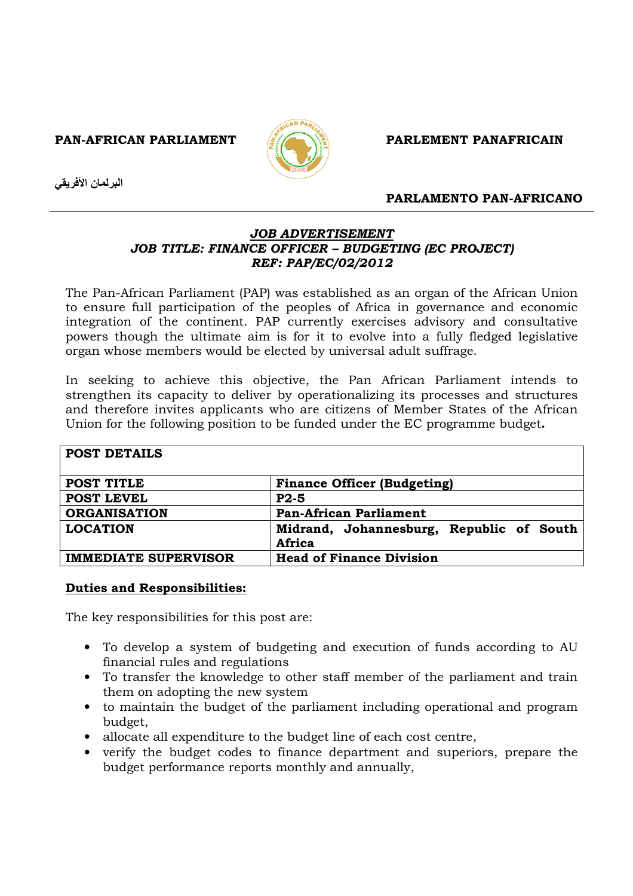**PAN-AFRICAN PARLIAMENT** **PARLEMENT PANAFRICAIN**

**البرلمان الأفريقي**

**PARLAMENTO PAN-AFRICANO**

---

***JOB ADVERTISEMENT***

***JOB TITLE: FINANCE OFFICER – BUDGETING (EC PROJECT)***

***REF: PAP/EC/02/2012***

The Pan-African Parliament (PAP) was established as an organ of the African Union to ensure full participation of the peoples of Africa in governance and economic integration of the continent. PAP currently exercises advisory and consultative powers though the ultimate aim is for it to evolve into a fully fledged legislative organ whose members would be elected by universal adult suffrage.

In seeking to achieve this objective, the Pan African Parliament intends to strengthen its capacity to deliver by operationalizing its processes and structures and therefore invites applicants who are citizens of Member States of the African Union for the following position to be funded under the EC programme budget**.**

| **POST DETAILS** | |
|---|---|
| **POST TITLE** | **Finance Officer (Budgeting)** |
| **POST LEVEL** | **P2-5** |
| **ORGANISATION** | **Pan-African Parliament** |
| **LOCATION** | **Midrand, Johannesburg, Republic of South Africa** |
| **IMMEDIATE SUPERVISOR** | **Head of Finance Division** |

**Duties and Responsibilities:**

The key responsibilities for this post are:

- To develop a system of budgeting and execution of funds according to AU financial rules and regulations
- To transfer the knowledge to other staff member of the parliament and train them on adopting the new system
- to maintain the budget of the parliament including operational and program budget,
- allocate all expenditure to the budget line of each cost centre,
- verify the budget codes to finance department and superiors, prepare the budget performance reports monthly and annually,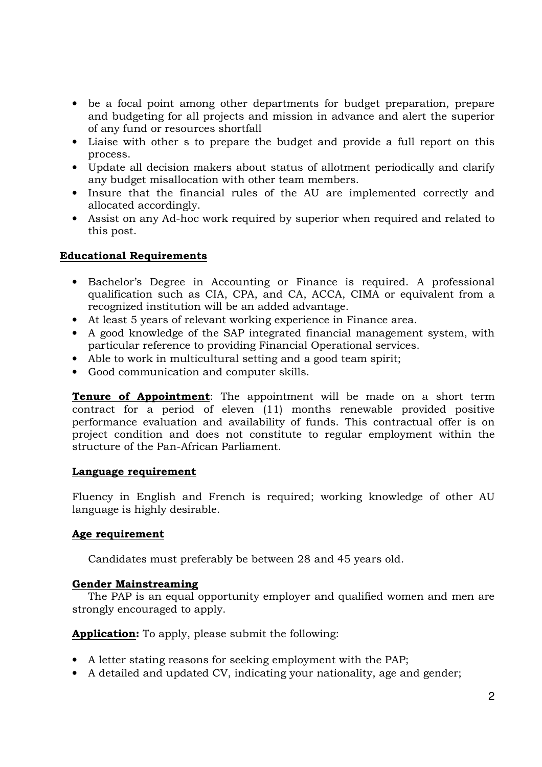- be a focal point among other departments for budget preparation, prepare and budgeting for all projects and mission in advance and alert the superior of any fund or resources shortfall
- Liaise with other s to prepare the budget and provide a full report on this process.
- Update all decision makers about status of allotment periodically and clarify any budget misallocation with other team members.
- Insure that the financial rules of the AU are implemented correctly and allocated accordingly.
- Assist on any Ad-hoc work required by superior when required and related to this post.

**Educational Requirements**

- Bachelor's Degree in Accounting or Finance is required. A professional qualification such as CIA, CPA, and CA, ACCA, CIMA or equivalent from a recognized institution will be an added advantage.
- At least 5 years of relevant working experience in Finance area.
- A good knowledge of the SAP integrated financial management system, with particular reference to providing Financial Operational services.
- Able to work in multicultural setting and a good team spirit;
- Good communication and computer skills.

**Tenure of Appointment**: The appointment will be made on a short term contract for a period of eleven (11) months renewable provided positive performance evaluation and availability of funds. This contractual offer is on project condition and does not constitute to regular employment within the structure of the Pan-African Parliament.

**Language requirement**

Fluency in English and French is required; working knowledge of other AU language is highly desirable.

**Age requirement**

Candidates must preferably be between 28 and 45 years old.

**Gender Mainstreaming**

The PAP is an equal opportunity employer and qualified women and men are strongly encouraged to apply.

**Application:** To apply, please submit the following:

- A letter stating reasons for seeking employment with the PAP;
- A detailed and updated CV, indicating your nationality, age and gender;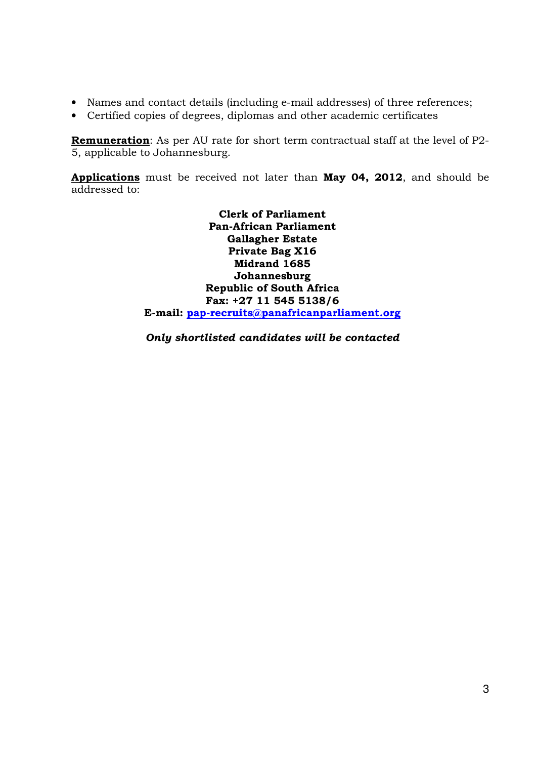- Names and contact details (including e-mail addresses) of three references;
- Certified copies of degrees, diplomas and other academic certificates

**Remuneration**: As per AU rate for short term contractual staff at the level of P2-5, applicable to Johannesburg.

**Applications** must be received not later than **May 04, 2012**, and should be addressed to:

**Clerk of Parliament**
**Pan-African Parliament**
**Gallagher Estate**
**Private Bag X16**
**Midrand 1685**
**Johannesburg**
**Republic of South Africa**
**Fax: +27 11 545 5138/6**
**E-mail: pap-recruits@panafricanparliament.org**

***Only shortlisted candidates will be contacted***